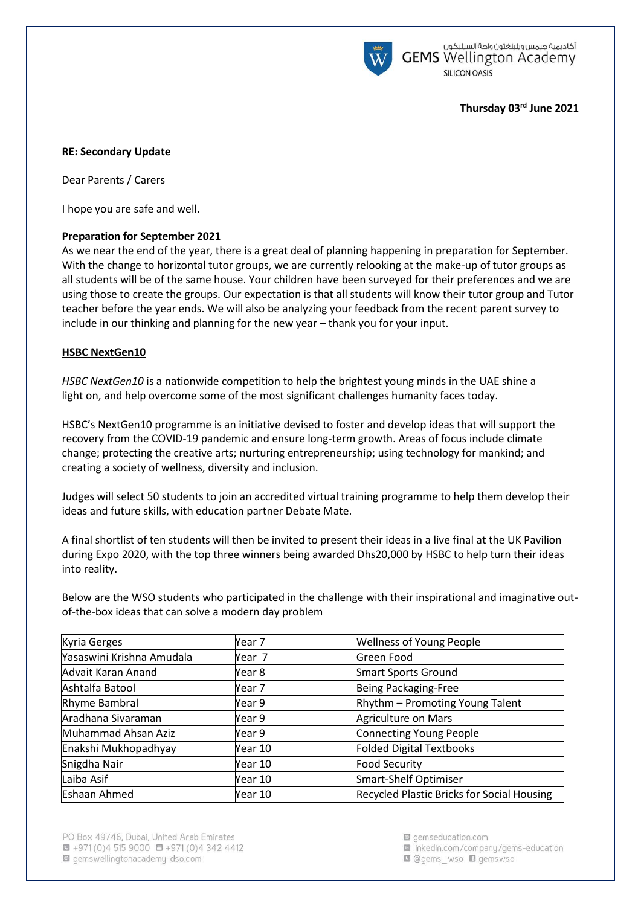أكاديمية جيمس ويلينغتون واحة السيليكون

GEMS Wellington Academy

SILICON OASIS

**Thursday 03rd June 2021**

**RE: Secondary Update**

Dear Parents / Carers

I hope you are safe and well.

**Preparation for September 2021**

As we near the end of the year, there is a great deal of planning happening in preparation for September. With the change to horizontal tutor groups, we are currently relooking at the make-up of tutor groups as all students will be of the same house. Your children have been surveyed for their preferences and we are using those to create the groups. Our expectation is that all students will know their tutor group and Tutor teacher before the year ends. We will also be analyzing your feedback from the recent parent survey to include in our thinking and planning for the new year – thank you for your input.

**HSBC NextGen10**

*HSBC NextGen10* is a nationwide competition to help the brightest young minds in the UAE shine a light on, and help overcome some of the most significant challenges humanity faces today.

HSBC's NextGen10 programme is an initiative devised to foster and develop ideas that will support the recovery from the COVID-19 pandemic and ensure long-term growth. Areas of focus include climate change; protecting the creative arts; nurturing entrepreneurship; using technology for mankind; and creating a society of wellness, diversity and inclusion.

Judges will select 50 students to join an accredited virtual training programme to help them develop their ideas and future skills, with education partner Debate Mate.

A final shortlist of ten students will then be invited to present their ideas in a live final at the UK Pavilion during Expo 2020, with the top three winners being awarded Dhs20,000 by HSBC to help turn their ideas into reality.

Below are the WSO students who participated in the challenge with their inspirational and imaginative out-of-the-box ideas that can solve a modern day problem

| | | |
|---|---|---|
| Kyria Gerges | Year 7 | Wellness of Young People |
| Yasaswini Krishna Amudala | Year 7 | Green Food |
| Advait Karan Anand | Year 8 | Smart Sports Ground |
| Ashtalfa Batool | Year 7 | Being Packaging-Free |
| Rhyme Bambral | Year 9 | Rhythm – Promoting Young Talent |
| Aradhana Sivaraman | Year 9 | Agriculture on Mars |
| Muhammad Ahsan Aziz | Year 9 | Connecting Young People |
| Enakshi Mukhopadhyay | Year 10 | Folded Digital Textbooks |
| Snigdha Nair | Year 10 | Food Security |
| Laiba Asif | Year 10 | Smart-Shelf Optimiser |
| Eshaan Ahmed | Year 10 | Recycled Plastic Bricks for Social Housing |

PO Box 49746, Dubai, United Arab Emirates
+971 (0)4 515 9000 +971 (0)4 342 4412
gemswellingtonacademy-dso.com

gemseducation.com
linkedin.com/company/gems-education
@gems_wso gemswso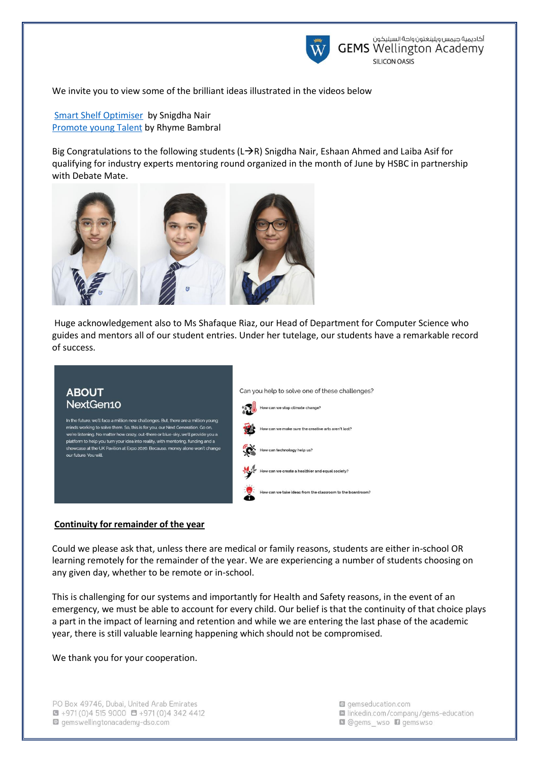We invite you to view some of the brilliant ideas illustrated in the videos below

Smart Shelf Optimiser by Snigdha Nair
Promote young Talent by Rhyme Bambral

Big Congratulations to the following students (L→R) Snigdha Nair, Eshaan Ahmed and Laiba Asif for qualifying for industry experts mentoring round organized in the month of June by HSBC in partnership with Debate Mate.

Huge acknowledgement also to Ms Shafaque Riaz, our Head of Department for Computer Science who guides and mentors all of our student entries. Under her tutelage, our students have a remarkable record of success.

**ABOUT NextGen10**

In the future, we'll face a million new challenges. But, there are a million young minds working to solve them. So, this is for you, our Next Generation. Go on, we're listening. No matter how crazy, out-there or blue-sky...we'll provide you a platform to help you turn your idea into reality, with mentoring, funding and a showcase at the UK Pavilion at Expo 2020. Because, money alone won't change our future. You will.

Can you help to solve one of these challenges?

- How can we stop climate change?
- How can we make sure the creative arts aren't lost?
- How can technology help us?
- How can we create a healthier and equal society?
- How can we take ideas from the classroom to the boardroom?

**Continuity for remainder of the year**

Could we please ask that, unless there are medical or family reasons, students are either in-school OR learning remotely for the remainder of the year. We are experiencing a number of students choosing on any given day, whether to be remote or in-school.

This is challenging for our systems and importantly for Health and Safety reasons, in the event of an emergency, we must be able to account for every child. Our belief is that the continuity of that choice plays a part in the impact of learning and retention and while we are entering the last phase of the academic year, there is still valuable learning happening which should not be compromised.

We thank you for your cooperation.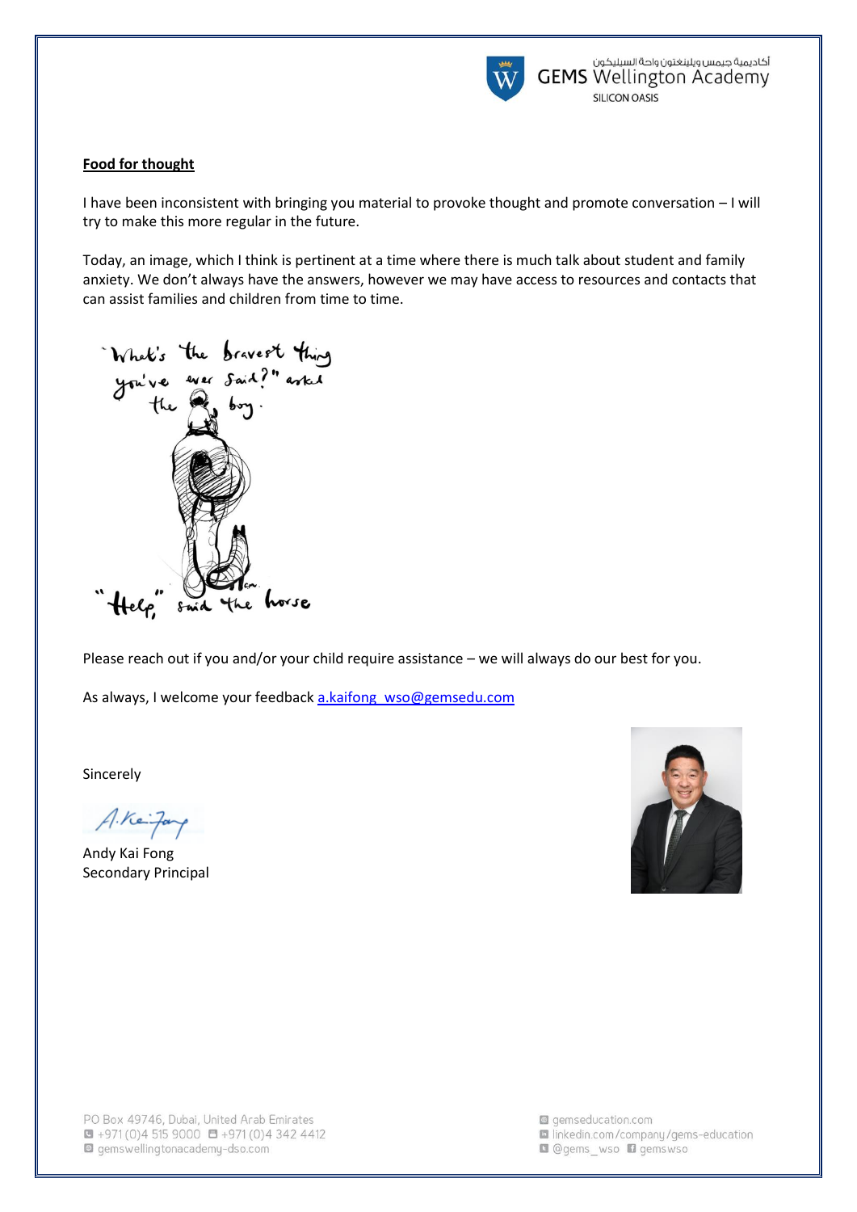**Food for thought**

I have been inconsistent with bringing you material to provoke thought and promote conversation – I will try to make this more regular in the future.

Today, an image, which I think is pertinent at a time where there is much talk about student and family anxiety. We don't always have the answers, however we may have access to resources and contacts that can assist families and children from time to time.

"What's the bravest thing you've ever said?" asked the boy.

"Help," said the horse

Please reach out if you and/or your child require assistance – we will always do our best for you.

As always, I welcome your feedback a.kaifong_wso@gemsedu.com

Sincerely

Andy Kai Fong
Secondary Principal